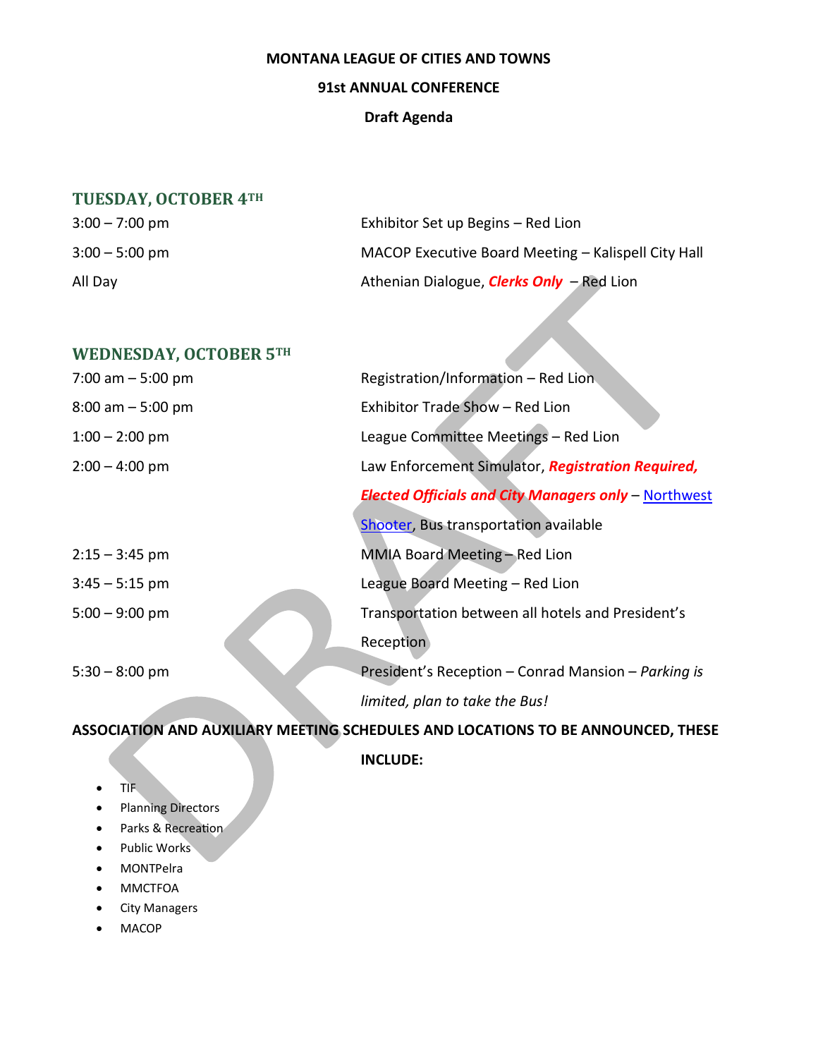**MONTANA LEAGUE OF CITIES AND TOWNS**

**91st ANNUAL CONFERENCE**

**Draft Agenda**

## TUESDAY, OCTOBER 4TH

| | |
|---|---|
| 3:00 – 7:00 pm | Exhibitor Set up Begins – Red Lion |
| 3:00 – 5:00 pm | MACOP Executive Board Meeting – Kalispell City Hall |
| All Day | Athenian Dialogue, ***Clerks Only*** – Red Lion |

## WEDNESDAY, OCTOBER 5TH

| | |
|---|---|
| 7:00 am – 5:00 pm | Registration/Information – Red Lion |
| 8:00 am – 5:00 pm | Exhibitor Trade Show – Red Lion |
| 1:00 – 2:00 pm | League Committee Meetings – Red Lion |
| 2:00 – 4:00 pm | Law Enforcement Simulator, ***Registration Required, Elected Officials and City Managers only*** – Northwest Shooter, Bus transportation available |
| 2:15 – 3:45 pm | MMIA Board Meeting – Red Lion |
| 3:45 – 5:15 pm | League Board Meeting – Red Lion |
| 5:00 – 9:00 pm | Transportation between all hotels and President's Reception |
| 5:30 – 8:00 pm | President's Reception – Conrad Mansion – *Parking is limited, plan to take the Bus!* |

**ASSOCIATION AND AUXILIARY MEETING SCHEDULES AND LOCATIONS TO BE ANNOUNCED, THESE INCLUDE:**

- TIF
- Planning Directors
- Parks & Recreation
- Public Works
- MONTPelra
- MMCTFOA
- City Managers
- MACOP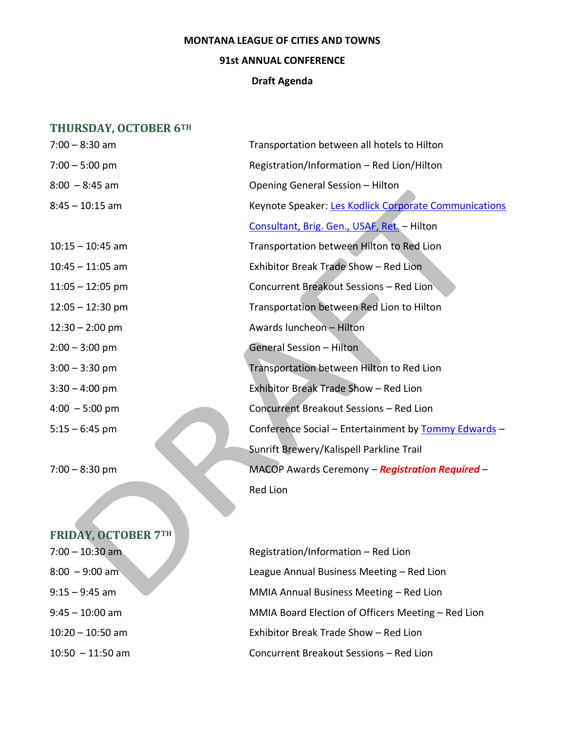**MONTANA LEAGUE OF CITIES AND TOWNS**

**91st ANNUAL CONFERENCE**

**Draft Agenda**

## THURSDAY, OCTOBER 6TH

| | |
|---|---|
| 7:00 – 8:30 am | Transportation between all hotels to Hilton |
| 7:00 – 5:00 pm | Registration/Information – Red Lion/Hilton |
| 8:00 – 8:45 am | Opening General Session – Hilton |
| 8:45 – 10:15 am | Keynote Speaker: Les Kodlick Corporate Communications Consultant, Brig. Gen., USAF, Ret. – Hilton |
| 10:15 – 10:45 am | Transportation between Hilton to Red Lion |
| 10:45 – 11:05 am | Exhibitor Break Trade Show – Red Lion |
| 11:05 – 12:05 pm | Concurrent Breakout Sessions – Red Lion |
| 12:05 – 12:30 pm | Transportation between Red Lion to Hilton |
| 12:30 – 2:00 pm | Awards luncheon – Hilton |
| 2:00 – 3:00 pm | General Session – Hilton |
| 3:00 – 3:30 pm | Transportation between Hilton to Red Lion |
| 3:30 – 4:00 pm | Exhibitor Break Trade Show – Red Lion |
| 4:00 – 5:00 pm | Concurrent Breakout Sessions – Red Lion |
| 5:15 – 6:45 pm | Conference Social – Entertainment by Tommy Edwards – Sunrift Brewery/Kalispell Parkline Trail |
| 7:00 – 8:30 pm | MACOP Awards Ceremony – ***Registration Required*** – Red Lion |

## FRIDAY, OCTOBER 7TH

| | |
|---|---|
| 7:00 – 10:30 am | Registration/Information – Red Lion |
| 8:00 – 9:00 am | League Annual Business Meeting – Red Lion |
| 9:15 – 9:45 am | MMIA Annual Business Meeting – Red Lion |
| 9:45 – 10:00 am | MMIA Board Election of Officers Meeting – Red Lion |
| 10:20 – 10:50 am | Exhibitor Break Trade Show – Red Lion |
| 10:50 – 11:50 am | Concurrent Breakout Sessions – Red Lion |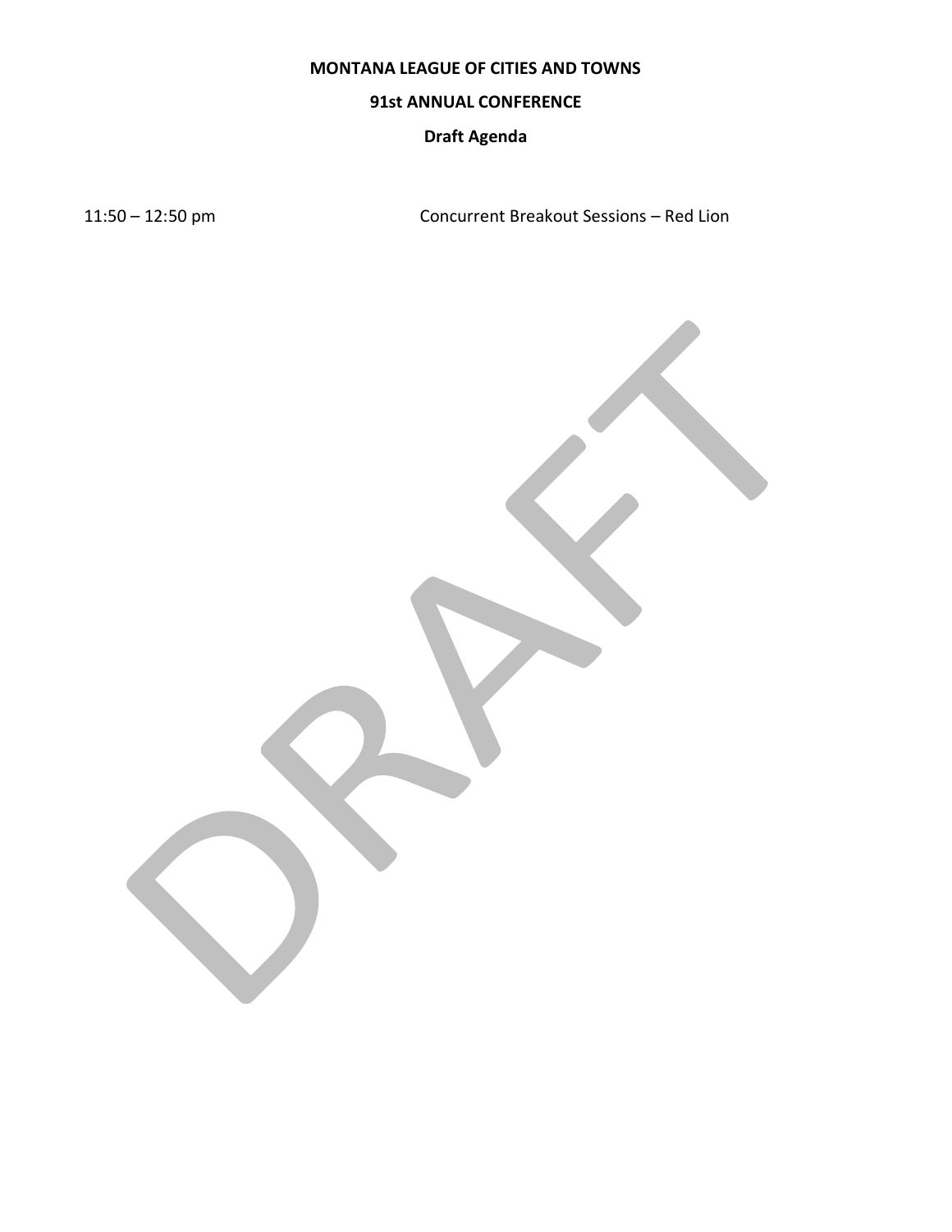**MONTANA LEAGUE OF CITIES AND TOWNS**

**91st ANNUAL CONFERENCE**

**Draft Agenda**

| | |
|---|---|
| 11:50 – 12:50 pm | Concurrent Breakout Sessions – Red Lion |